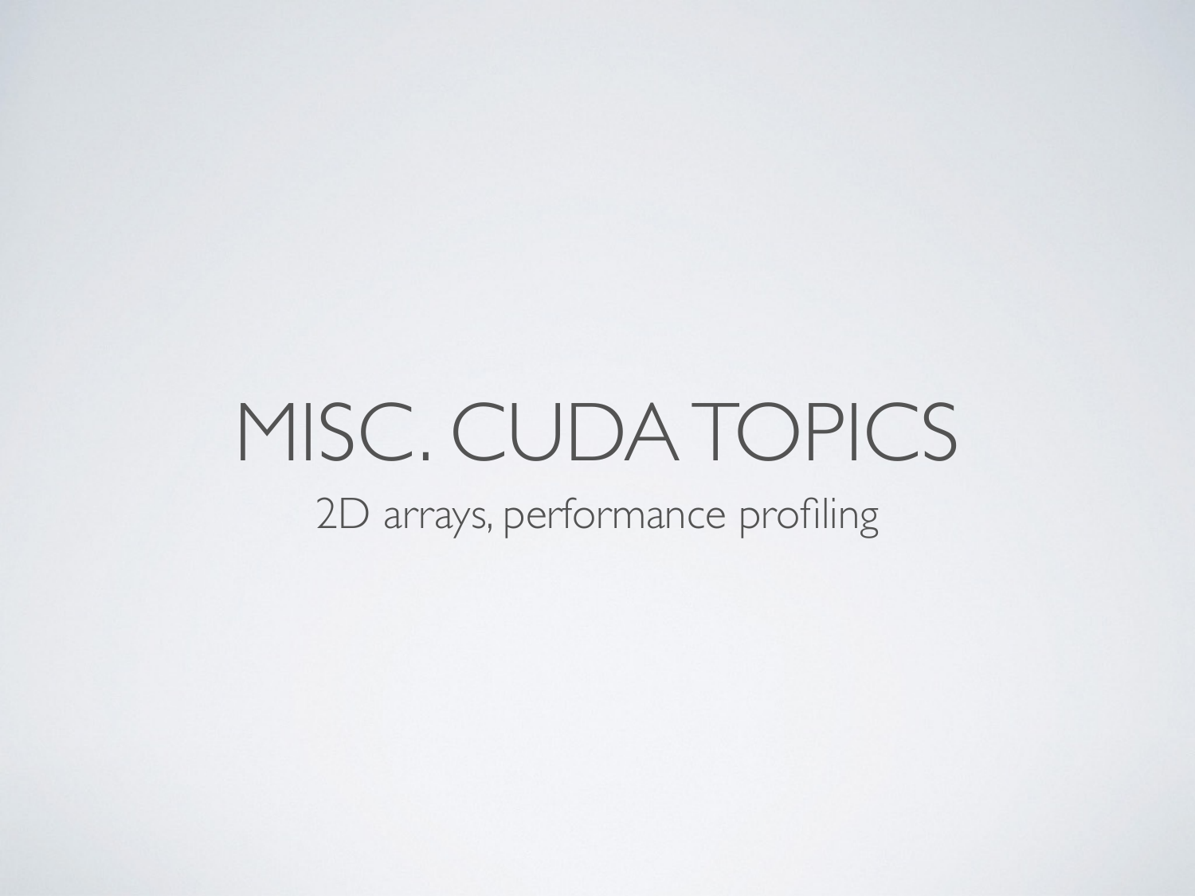# MISC. CUDA TOPICS

2D arrays, performance profiling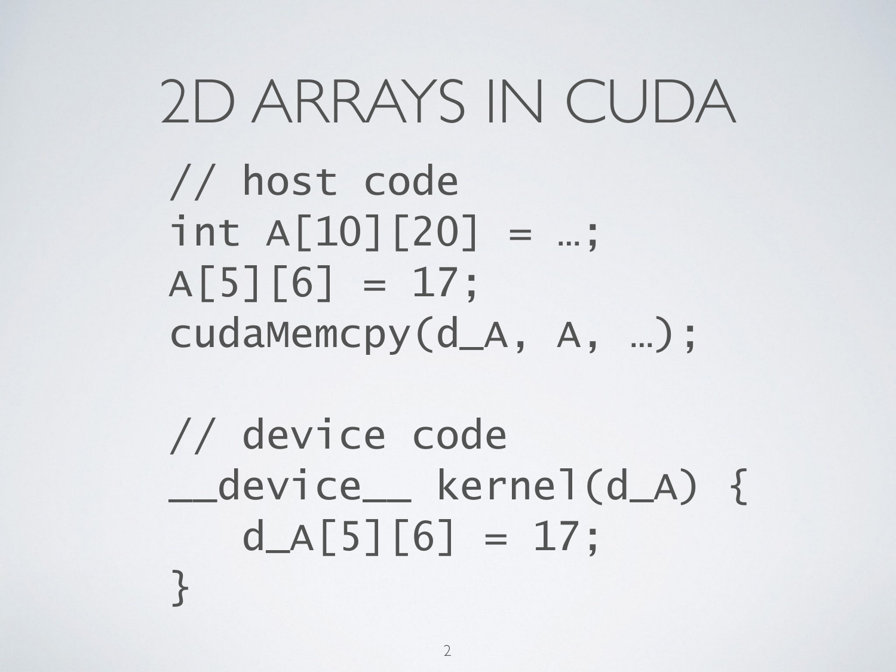# 2D ARRAYS IN CUDA

```
// host code
int A[10][20] = …;
A[5][6] = 17;
cudaMemcpy(d_A, A, …);

// device code
__device__ kernel(d_A) {
   d_A[5][6] = 17;
}
```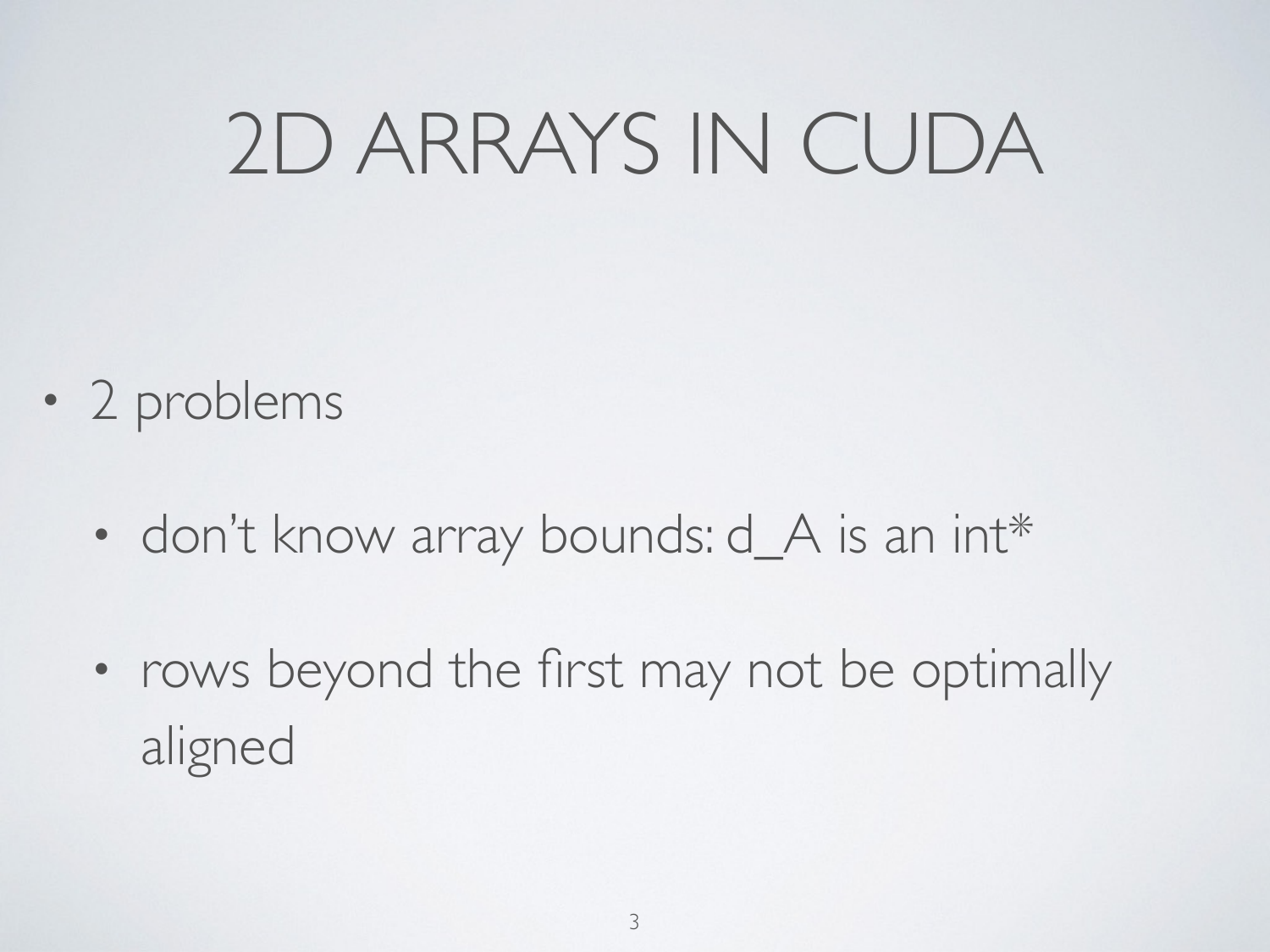# 2D ARRAYS IN CUDA

- 2 problems
  - don't know array bounds: d_A is an int*
  - rows beyond the first may not be optimally aligned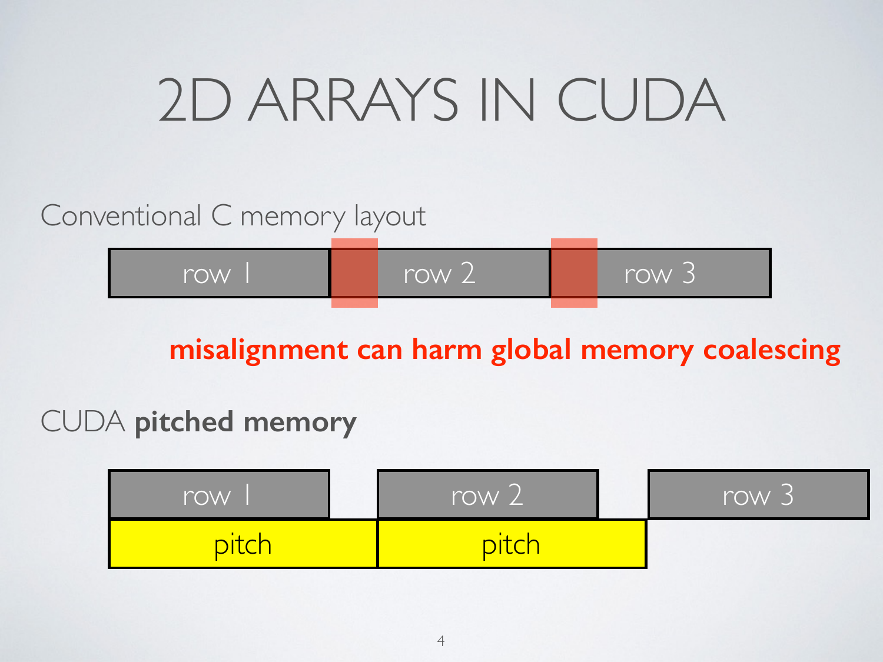# 2D ARRAYS IN CUDA

Conventional C memory layout

row 1 | row 2 | row 3

**misalignment can harm global memory coalescing**

CUDA **pitched memory**

row 1 | row 2 | row 3

pitch | pitch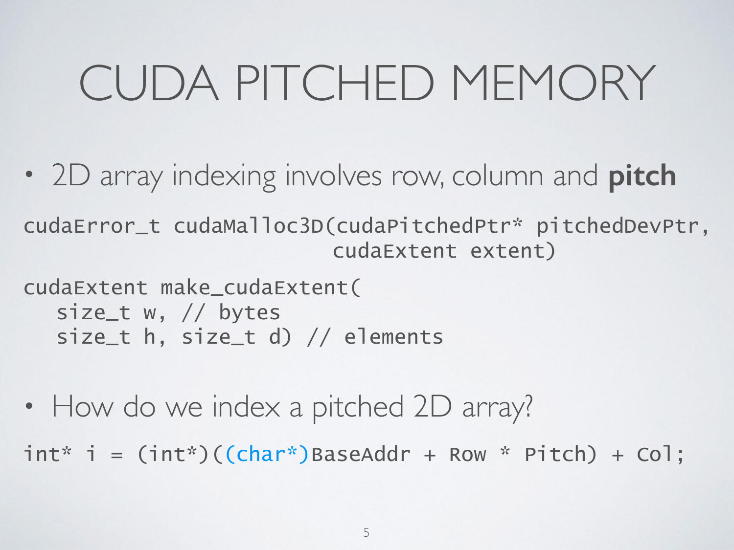# CUDA PITCHED MEMORY

- 2D array indexing involves row, column and **pitch**

```
cudaError_t cudaMalloc3D(cudaPitchedPtr* pitchedDevPtr,
                         cudaExtent extent)
```

```
cudaExtent make_cudaExtent(
   size_t w, // bytes
   size_t h, size_t d) // elements
```

- How do we index a pitched 2D array?

```
int* i = (int*)((char*)BaseAddr + Row * Pitch) + Col;
```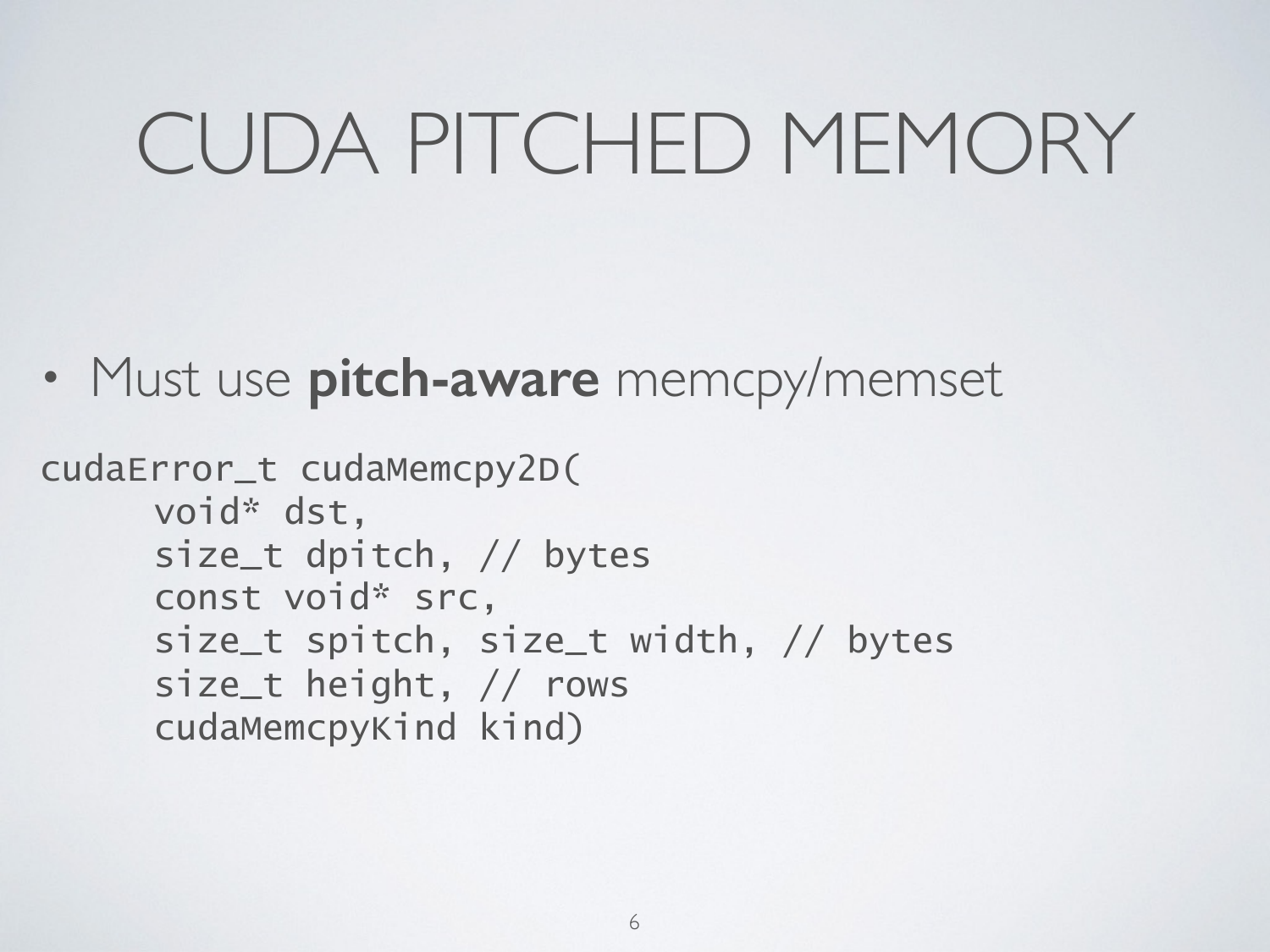# CUDA PITCHED MEMORY

- Must use **pitch-aware** memcpy/memset

```
cudaError_t cudaMemcpy2D(
     void* dst,
     size_t dpitch, // bytes
     const void* src,
     size_t spitch, size_t width, // bytes
     size_t height, // rows
     cudaMemcpyKind kind)
```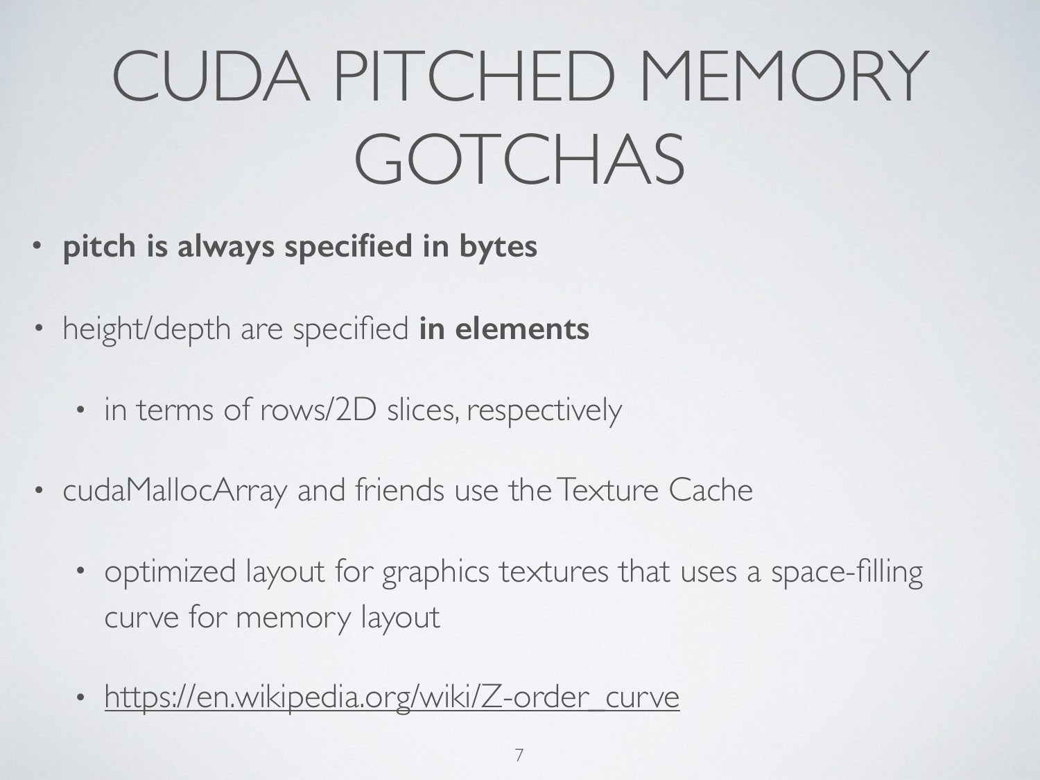# CUDA PITCHED MEMORY GOTCHAS

- **pitch is always specified in bytes**
- height/depth are specified **in elements**
  - in terms of rows/2D slices, respectively
- cudaMallocArray and friends use the Texture Cache
  - optimized layout for graphics textures that uses a space-filling curve for memory layout
  - https://en.wikipedia.org/wiki/Z-order_curve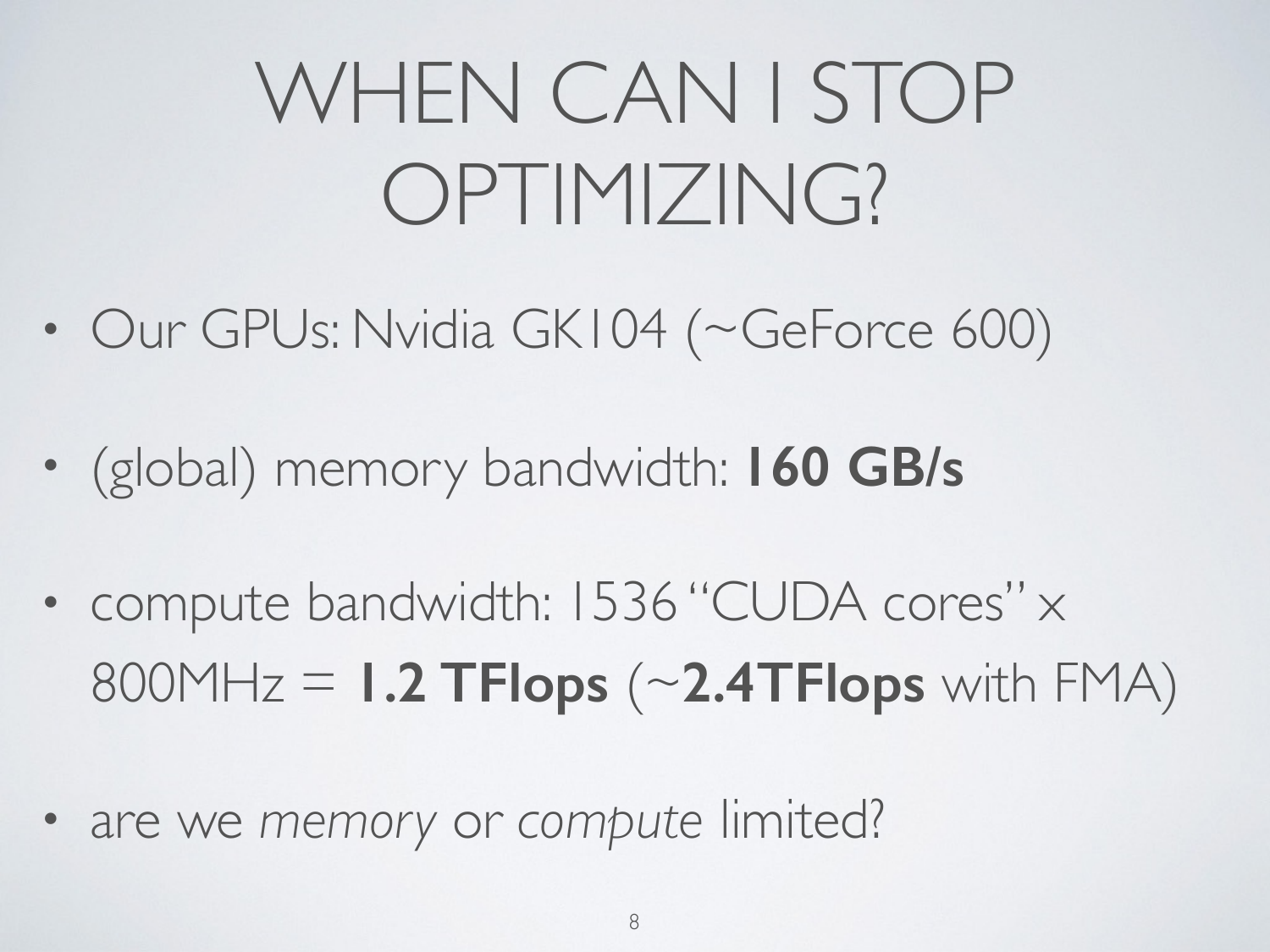# WHEN CAN I STOP OPTIMIZING?

- Our GPUs: Nvidia GK104 (~GeForce 600)
- (global) memory bandwidth: **160 GB/s**
- compute bandwidth: 1536 “CUDA cores” x 800MHz = **1.2 TFlops** (~**2.4TFlops** with FMA)
- are we *memory* or *compute* limited?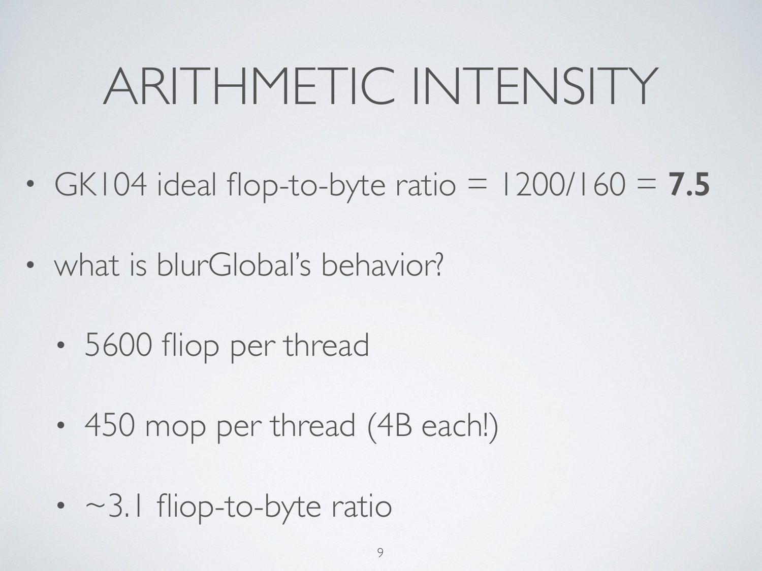# ARITHMETIC INTENSITY

- GK104 ideal flop-to-byte ratio = 1200/160 = **7.5**
- what is blurGlobal's behavior?
  - 5600 fliop per thread
  - 450 mop per thread (4B each!)
  - ~3.1 fliop-to-byte ratio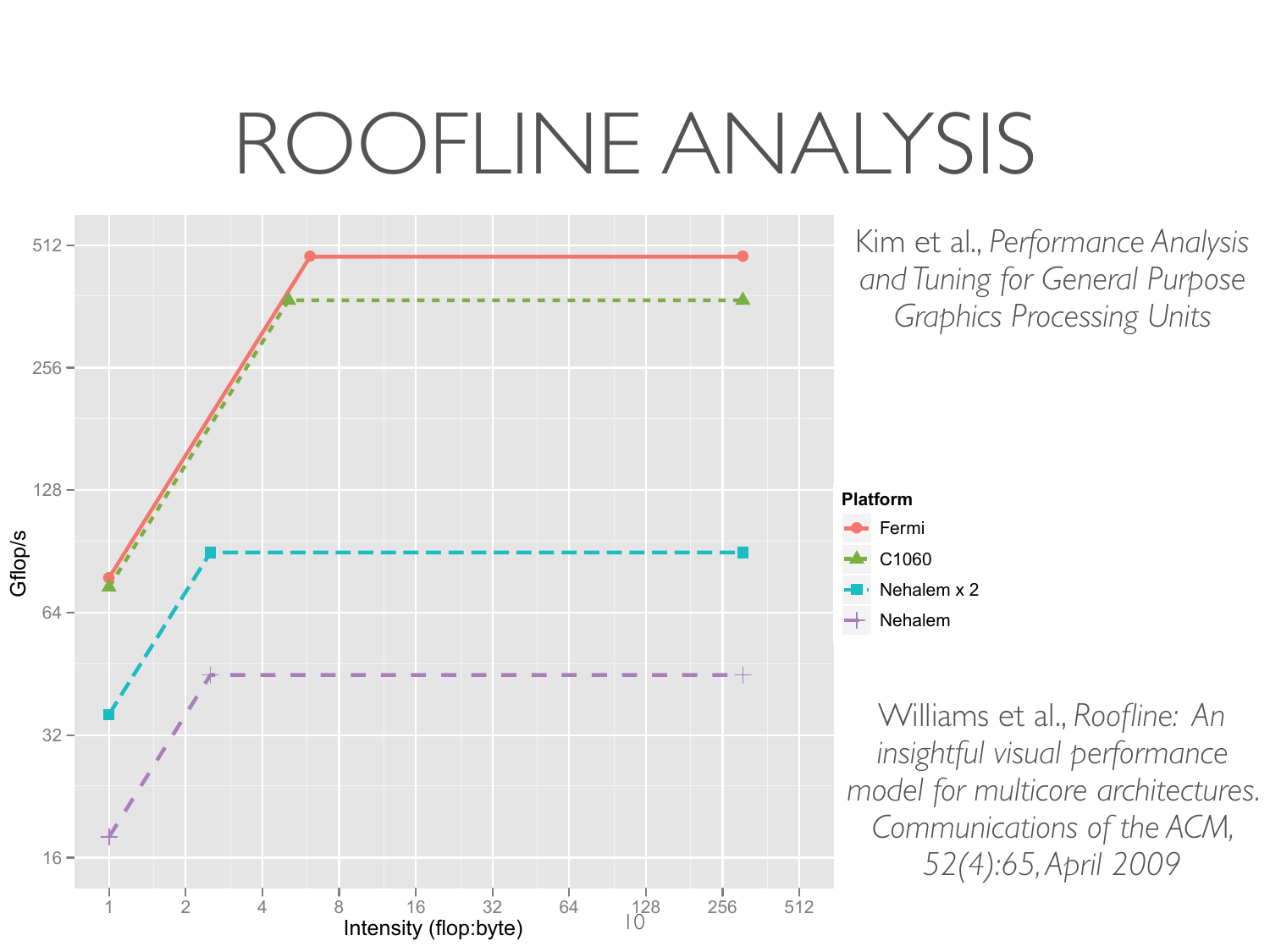# ROOFLINE ANALYSIS

Kim et al., *Performance Analysis and Tuning for General Purpose Graphics Processing Units*

Williams et al., *Roofline: An insightful visual performance model for multicore architectures. Communications of the ACM, 52(4):65, April 2009*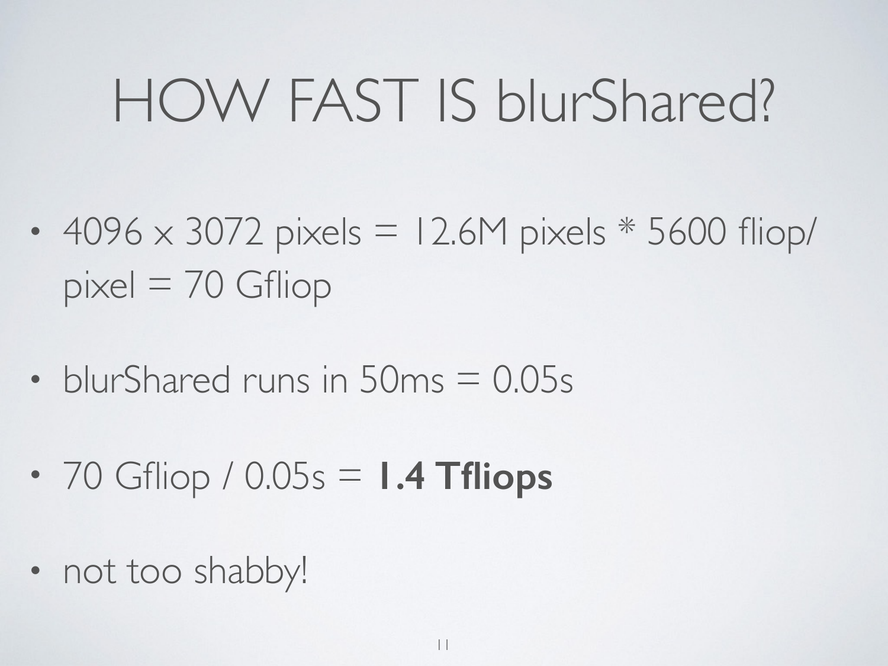# HOW FAST IS blurShared?

- 4096 x 3072 pixels = 12.6M pixels * 5600 fliop/pixel = 70 Gfliop
- blurShared runs in 50ms = 0.05s
- 70 Gfliop / 0.05s = **1.4 Tfliops**
- not too shabby!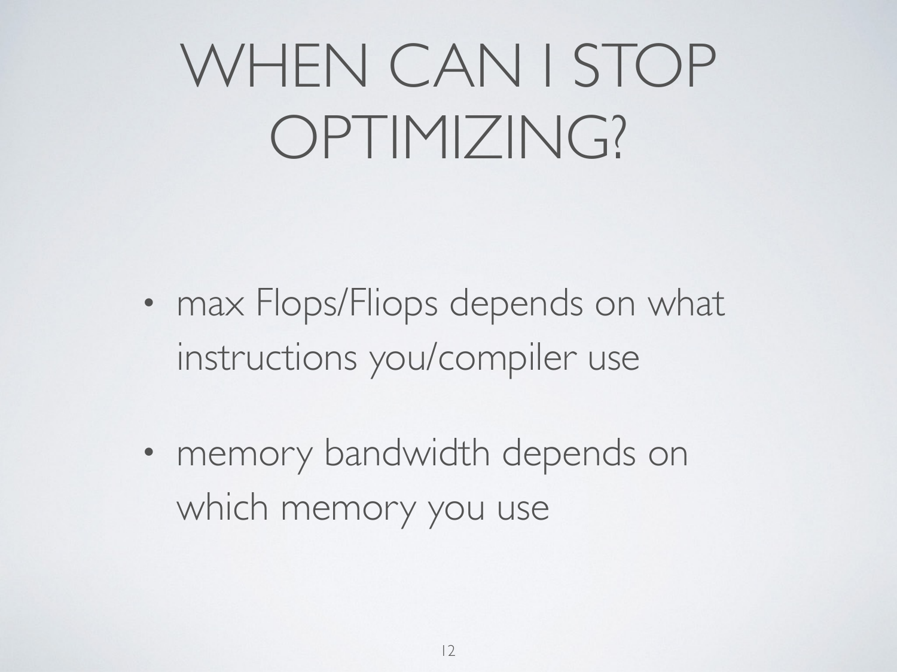# WHEN CAN I STOP OPTIMIZING?

- max Flops/Fliops depends on what instructions you/compiler use
- memory bandwidth depends on which memory you use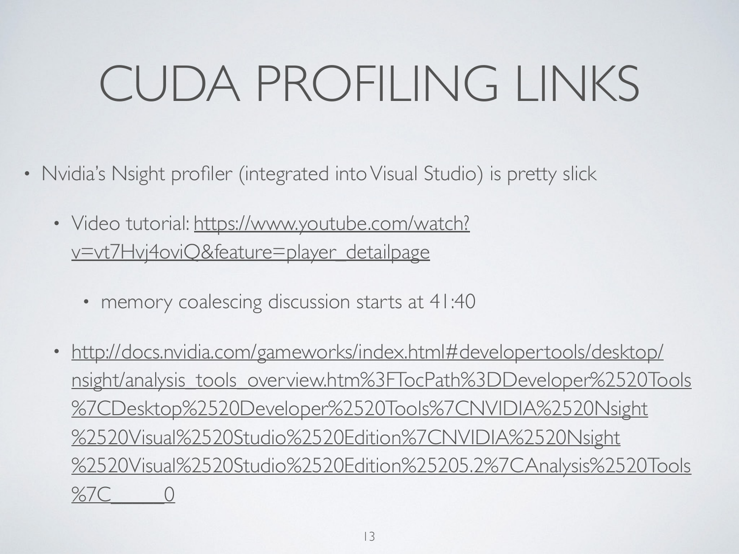# CUDA PROFILING LINKS

- Nvidia's Nsight profiler (integrated into Visual Studio) is pretty slick
  - Video tutorial: https://www.youtube.com/watch?v=vt7Hvj4oviQ&feature=player_detailpage
    - memory coalescing discussion starts at 41:40
  - http://docs.nvidia.com/gameworks/index.html#developertools/desktop/nsight/analysis_tools_overview.htm%3FTocPath%3DDeveloper%2520Tools%7CDesktop%2520Developer%2520Tools%7CNVIDIA%2520Nsight%2520Visual%2520Studio%2520Edition%7CNVIDIA%2520Nsight%2520Visual%2520Studio%2520Edition%25205.2%7CAnalysis%2520Tools%7C_____0